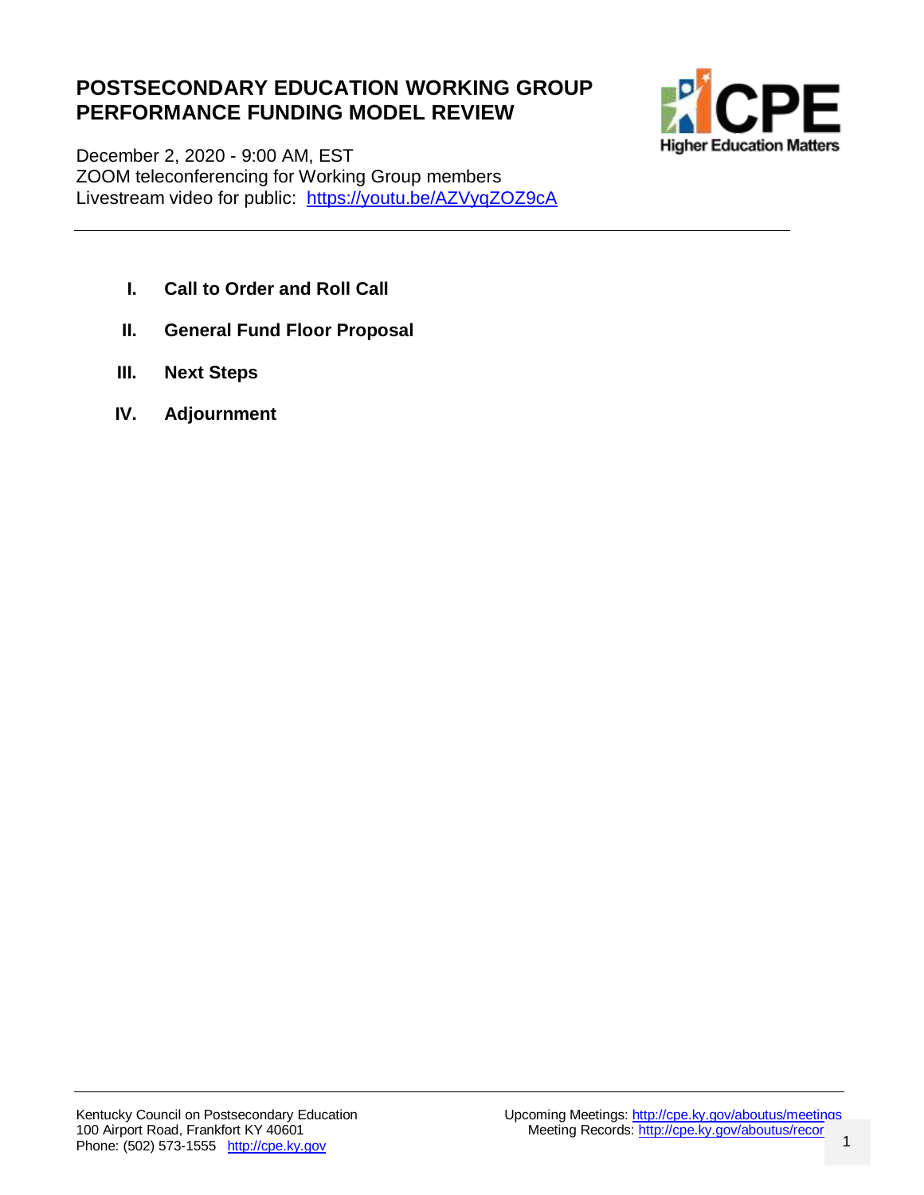# POSTSECONDARY EDUCATION WORKING GROUP PERFORMANCE FUNDING MODEL REVIEW

December 2, 2020 - 9:00 AM, EST
ZOOM teleconferencing for Working Group members
Livestream video for public: https://youtu.be/AZVyqZOZ9cA

---

- **I. Call to Order and Roll Call**
- **II. General Fund Floor Proposal**
- **III. Next Steps**
- **IV. Adjournment**

---

Kentucky Council on Postsecondary Education
100 Airport Road, Frankfort KY 40601
Phone: (502) 573-1555 http://cpe.ky.gov

Upcoming Meetings: http://cpe.ky.gov/aboutus/meetings
Meeting Records: http://cpe.ky.gov/aboutus/recor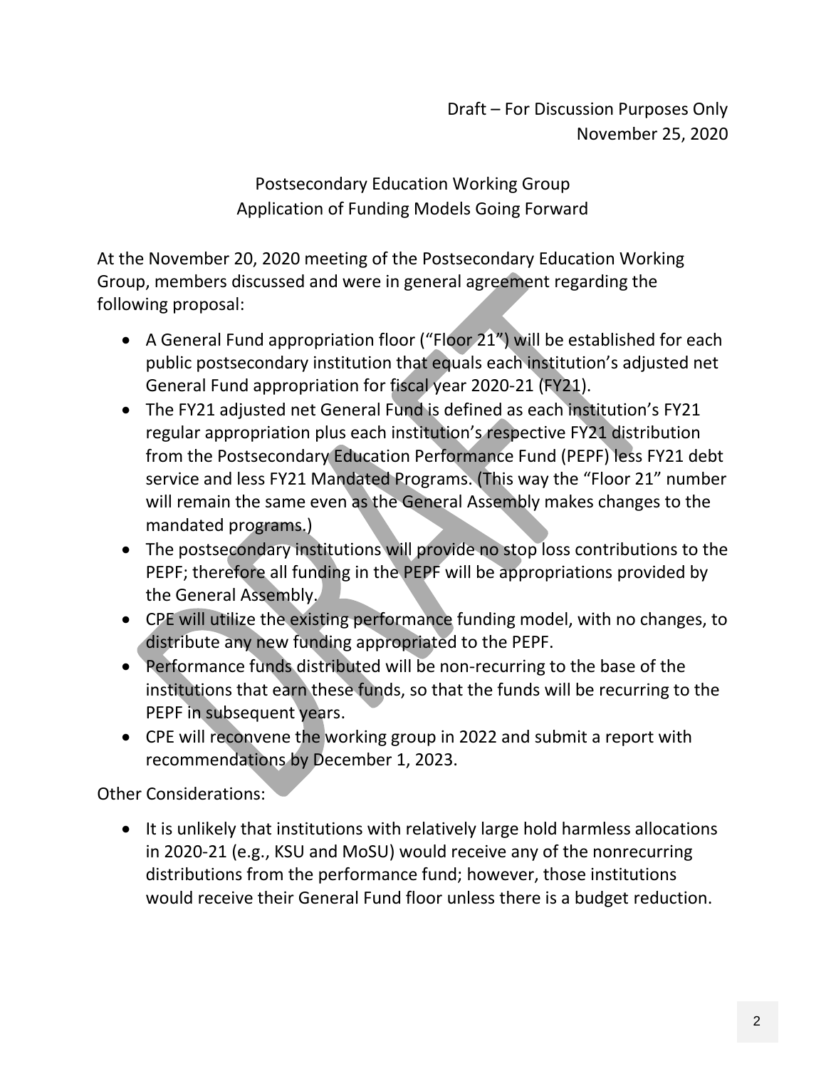Draft – For Discussion Purposes Only
November 25, 2020

## Postsecondary Education Working Group
## Application of Funding Models Going Forward

At the November 20, 2020 meeting of the Postsecondary Education Working Group, members discussed and were in general agreement regarding the following proposal:

- A General Fund appropriation floor ("Floor 21") will be established for each public postsecondary institution that equals each institution's adjusted net General Fund appropriation for fiscal year 2020-21 (FY21).
- The FY21 adjusted net General Fund is defined as each institution's FY21 regular appropriation plus each institution's respective FY21 distribution from the Postsecondary Education Performance Fund (PEPF) less FY21 debt service and less FY21 Mandated Programs. (This way the "Floor 21" number will remain the same even as the General Assembly makes changes to the mandated programs.)
- The postsecondary institutions will provide no stop loss contributions to the PEPF; therefore all funding in the PEPF will be appropriations provided by the General Assembly.
- CPE will utilize the existing performance funding model, with no changes, to distribute any new funding appropriated to the PEPF.
- Performance funds distributed will be non-recurring to the base of the institutions that earn these funds, so that the funds will be recurring to the PEPF in subsequent years.
- CPE will reconvene the working group in 2022 and submit a report with recommendations by December 1, 2023.

Other Considerations:

- It is unlikely that institutions with relatively large hold harmless allocations in 2020-21 (e.g., KSU and MoSU) would receive any of the nonrecurring distributions from the performance fund; however, those institutions would receive their General Fund floor unless there is a budget reduction.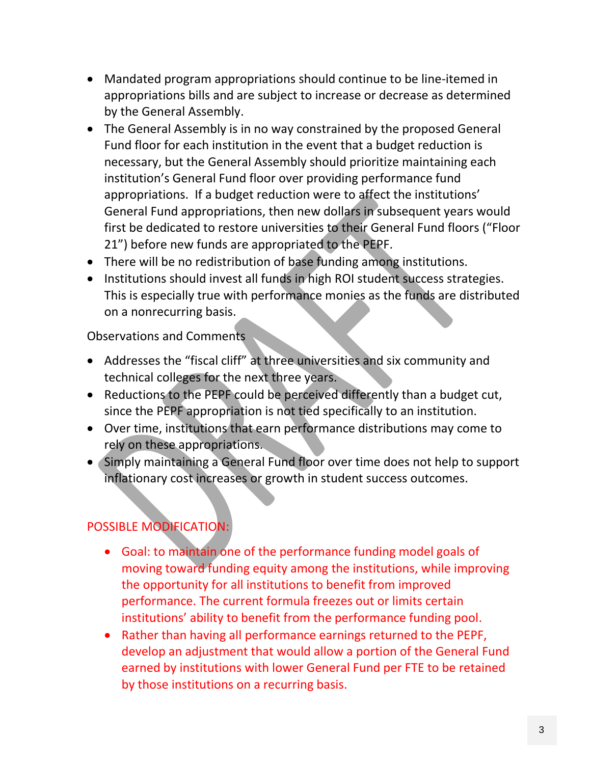- Mandated program appropriations should continue to be line-itemed in appropriations bills and are subject to increase or decrease as determined by the General Assembly.
- The General Assembly is in no way constrained by the proposed General Fund floor for each institution in the event that a budget reduction is necessary, but the General Assembly should prioritize maintaining each institution's General Fund floor over providing performance fund appropriations. If a budget reduction were to affect the institutions' General Fund appropriations, then new dollars in subsequent years would first be dedicated to restore universities to their General Fund floors ("Floor 21") before new funds are appropriated to the PEPF.
- There will be no redistribution of base funding among institutions.
- Institutions should invest all funds in high ROI student success strategies. This is especially true with performance monies as the funds are distributed on a nonrecurring basis.

Observations and Comments

- Addresses the "fiscal cliff" at three universities and six community and technical colleges for the next three years.
- Reductions to the PEPF could be perceived differently than a budget cut, since the PEPF appropriation is not tied specifically to an institution.
- Over time, institutions that earn performance distributions may come to rely on these appropriations.
- Simply maintaining a General Fund floor over time does not help to support inflationary cost increases or growth in student success outcomes.

POSSIBLE MODIFICATION:

- Goal: to maintain one of the performance funding model goals of moving toward funding equity among the institutions, while improving the opportunity for all institutions to benefit from improved performance. The current formula freezes out or limits certain institutions' ability to benefit from the performance funding pool.
- Rather than having all performance earnings returned to the PEPF, develop an adjustment that would allow a portion of the General Fund earned by institutions with lower General Fund per FTE to be retained by those institutions on a recurring basis.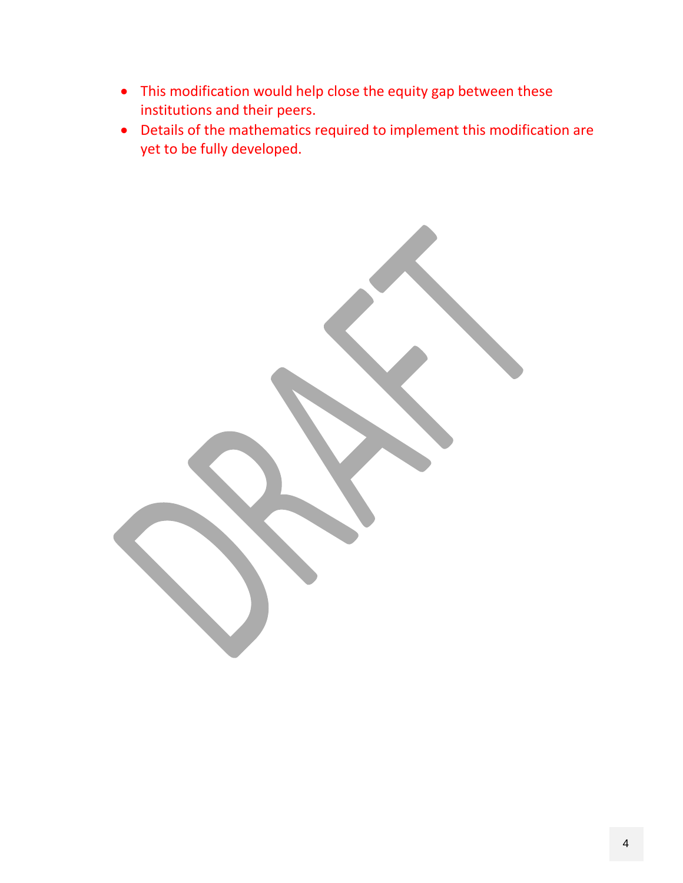- This modification would help close the equity gap between these institutions and their peers.
- Details of the mathematics required to implement this modification are yet to be fully developed.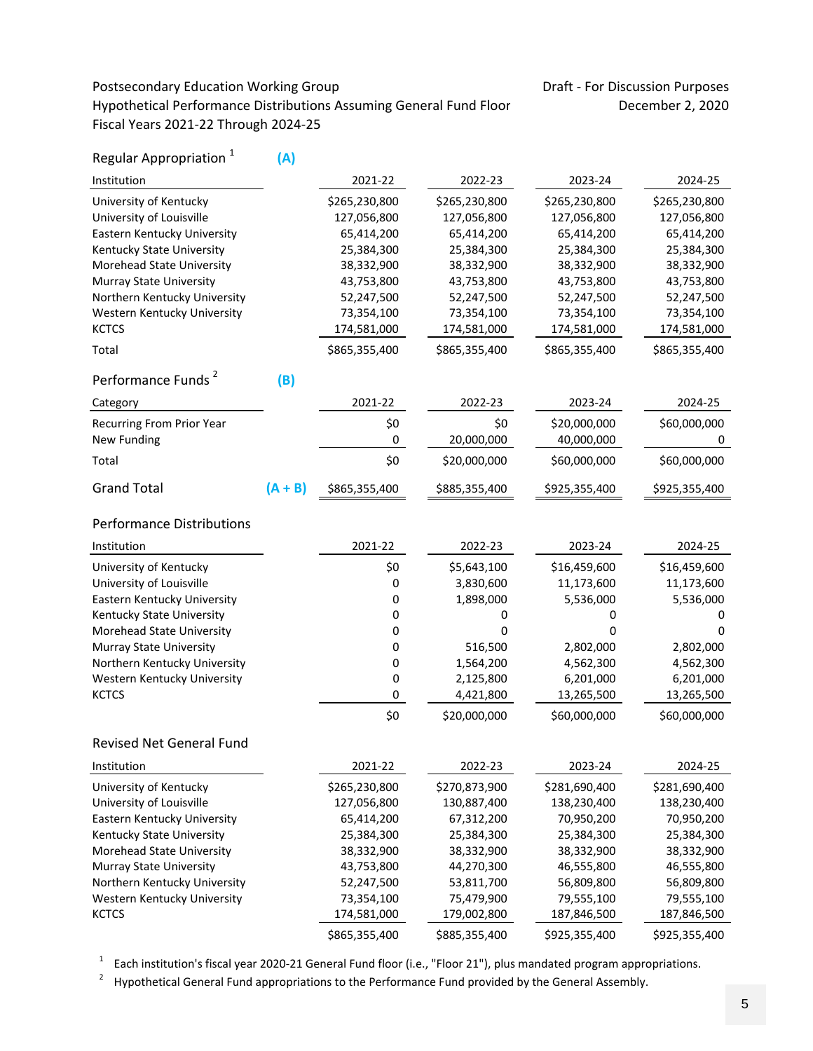Postsecondary Education Working Group
Hypothetical Performance Distributions Assuming General Fund Floor
Fiscal Years 2021-22 Through 2024-25

Draft - For Discussion Purposes
December 2, 2020

## Regular Appropriation [1] (A)

| Institution | 2021-22 | 2022-23 | 2023-24 | 2024-25 |
|---|---|---|---|---|
| University of Kentucky | $265,230,800 | $265,230,800 | $265,230,800 | $265,230,800 |
| University of Louisville | 127,056,800 | 127,056,800 | 127,056,800 | 127,056,800 |
| Eastern Kentucky University | 65,414,200 | 65,414,200 | 65,414,200 | 65,414,200 |
| Kentucky State University | 25,384,300 | 25,384,300 | 25,384,300 | 25,384,300 |
| Morehead State University | 38,332,900 | 38,332,900 | 38,332,900 | 38,332,900 |
| Murray State University | 43,753,800 | 43,753,800 | 43,753,800 | 43,753,800 |
| Northern Kentucky University | 52,247,500 | 52,247,500 | 52,247,500 | 52,247,500 |
| Western Kentucky University | 73,354,100 | 73,354,100 | 73,354,100 | 73,354,100 |
| KCTCS | 174,581,000 | 174,581,000 | 174,581,000 | 174,581,000 |
| Total | $865,355,400 | $865,355,400 | $865,355,400 | $865,355,400 |

## Performance Funds [2] (B)

| Category | 2021-22 | 2022-23 | 2023-24 | 2024-25 |
|---|---|---|---|---|
| Recurring From Prior Year | $0 | $0 | $20,000,000 | $60,000,000 |
| New Funding | 0 | 20,000,000 | 40,000,000 | 0 |
| Total | $0 | $20,000,000 | $60,000,000 | $60,000,000 |

| | | 2021-22 | 2022-23 | 2023-24 | 2024-25 |
|---|---|---|---|---|---|
| Grand Total | (A + B) | $865,355,400 | $885,355,400 | $925,355,400 | $925,355,400 |

## Performance Distributions

| Institution | 2021-22 | 2022-23 | 2023-24 | 2024-25 |
|---|---|---|---|---|
| University of Kentucky | $0 | $5,643,100 | $16,459,600 | $16,459,600 |
| University of Louisville | 0 | 3,830,600 | 11,173,600 | 11,173,600 |
| Eastern Kentucky University | 0 | 1,898,000 | 5,536,000 | 5,536,000 |
| Kentucky State University | 0 | 0 | 0 | 0 |
| Morehead State University | 0 | 0 | 0 | 0 |
| Murray State University | 0 | 516,500 | 2,802,000 | 2,802,000 |
| Northern Kentucky University | 0 | 1,564,200 | 4,562,300 | 4,562,300 |
| Western Kentucky University | 0 | 2,125,800 | 6,201,000 | 6,201,000 |
| KCTCS | 0 | 4,421,800 | 13,265,500 | 13,265,500 |
| | $0 | $20,000,000 | $60,000,000 | $60,000,000 |

## Revised Net General Fund

| Institution | 2021-22 | 2022-23 | 2023-24 | 2024-25 |
|---|---|---|---|---|
| University of Kentucky | $265,230,800 | $270,873,900 | $281,690,400 | $281,690,400 |
| University of Louisville | 127,056,800 | 130,887,400 | 138,230,400 | 138,230,400 |
| Eastern Kentucky University | 65,414,200 | 67,312,200 | 70,950,200 | 70,950,200 |
| Kentucky State University | 25,384,300 | 25,384,300 | 25,384,300 | 25,384,300 |
| Morehead State University | 38,332,900 | 38,332,900 | 38,332,900 | 38,332,900 |
| Murray State University | 43,753,800 | 44,270,300 | 46,555,800 | 46,555,800 |
| Northern Kentucky University | 52,247,500 | 53,811,700 | 56,809,800 | 56,809,800 |
| Western Kentucky University | 73,354,100 | 75,479,900 | 79,555,100 | 79,555,100 |
| KCTCS | 174,581,000 | 179,002,800 | 187,846,500 | 187,846,500 |
| | $865,355,400 | $885,355,400 | $925,355,400 | $925,355,400 |

[1] Each institution's fiscal year 2020-21 General Fund floor (i.e., "Floor 21"), plus mandated program appropriations.

[2] Hypothetical General Fund appropriations to the Performance Fund provided by the General Assembly.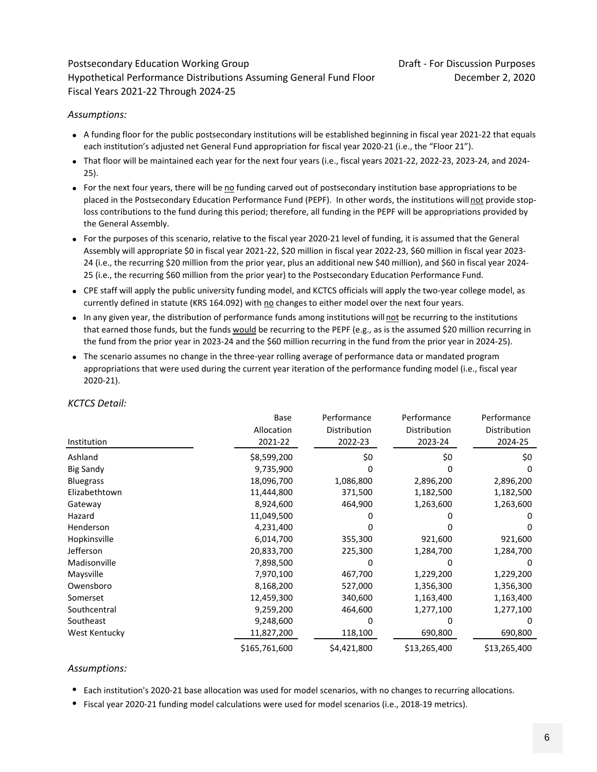Postsecondary Education Working Group
Hypothetical Performance Distributions Assuming General Fund Floor
Fiscal Years 2021-22 Through 2024-25

Draft - For Discussion Purposes
December 2, 2020

*Assumptions:*

- A funding floor for the public postsecondary institutions will be established beginning in fiscal year 2021-22 that equals each institution's adjusted net General Fund appropriation for fiscal year 2020-21 (i.e., the "Floor 21").
- That floor will be maintained each year for the next four years (i.e., fiscal years 2021-22, 2022-23, 2023-24, and 2024-25).
- For the next four years, there will be no funding carved out of postsecondary institution base appropriations to be placed in the Postsecondary Education Performance Fund (PEPF). In other words, the institutions will not provide stop-loss contributions to the fund during this period; therefore, all funding in the PEPF will be appropriations provided by the General Assembly.
- For the purposes of this scenario, relative to the fiscal year 2020-21 level of funding, it is assumed that the General Assembly will appropriate $0 in fiscal year 2021-22, $20 million in fiscal year 2022-23, $60 million in fiscal year 2023-24 (i.e., the recurring $20 million from the prior year, plus an additional new $40 million), and $60 in fiscal year 2024-25 (i.e., the recurring $60 million from the prior year) to the Postsecondary Education Performance Fund.
- CPE staff will apply the public university funding model, and KCTCS officials will apply the two-year college model, as currently defined in statute (KRS 164.092) with no changes to either model over the next four years.
- In any given year, the distribution of performance funds among institutions will not be recurring to the institutions that earned those funds, but the funds would be recurring to the PEPF (e.g., as is the assumed $20 million recurring in the fund from the prior year in 2023-24 and the $60 million recurring in the fund from the prior year in 2024-25).
- The scenario assumes no change in the three-year rolling average of performance data or mandated program appropriations that were used during the current year iteration of the performance funding model (i.e., fiscal year 2020-21).

*KCTCS Detail:*

| Institution | Base Allocation 2021-22 | Performance Distribution 2022-23 | Performance Distribution 2023-24 | Performance Distribution 2024-25 |
|---|---|---|---|---|
| Ashland | $8,599,200 | $0 | $0 | $0 |
| Big Sandy | 9,735,900 | 0 | 0 | 0 |
| Bluegrass | 18,096,700 | 1,086,800 | 2,896,200 | 2,896,200 |
| Elizabethtown | 11,444,800 | 371,500 | 1,182,500 | 1,182,500 |
| Gateway | 8,924,600 | 464,900 | 1,263,600 | 1,263,600 |
| Hazard | 11,049,500 | 0 | 0 | 0 |
| Henderson | 4,231,400 | 0 | 0 | 0 |
| Hopkinsville | 6,014,700 | 355,300 | 921,600 | 921,600 |
| Jefferson | 20,833,700 | 225,300 | 1,284,700 | 1,284,700 |
| Madisonville | 7,898,500 | 0 | 0 | 0 |
| Maysville | 7,970,100 | 467,700 | 1,229,200 | 1,229,200 |
| Owensboro | 8,168,200 | 527,000 | 1,356,300 | 1,356,300 |
| Somerset | 12,459,300 | 340,600 | 1,163,400 | 1,163,400 |
| Southcentral | 9,259,200 | 464,600 | 1,277,100 | 1,277,100 |
| Southeast | 9,248,600 | 0 | 0 | 0 |
| West Kentucky | 11,827,200 | 118,100 | 690,800 | 690,800 |
| | $165,761,600 | $4,421,800 | $13,265,400 | $13,265,400 |

*Assumptions:*

- Each institution's 2020-21 base allocation was used for model scenarios, with no changes to recurring allocations.
- Fiscal year 2020-21 funding model calculations were used for model scenarios (i.e., 2018-19 metrics).